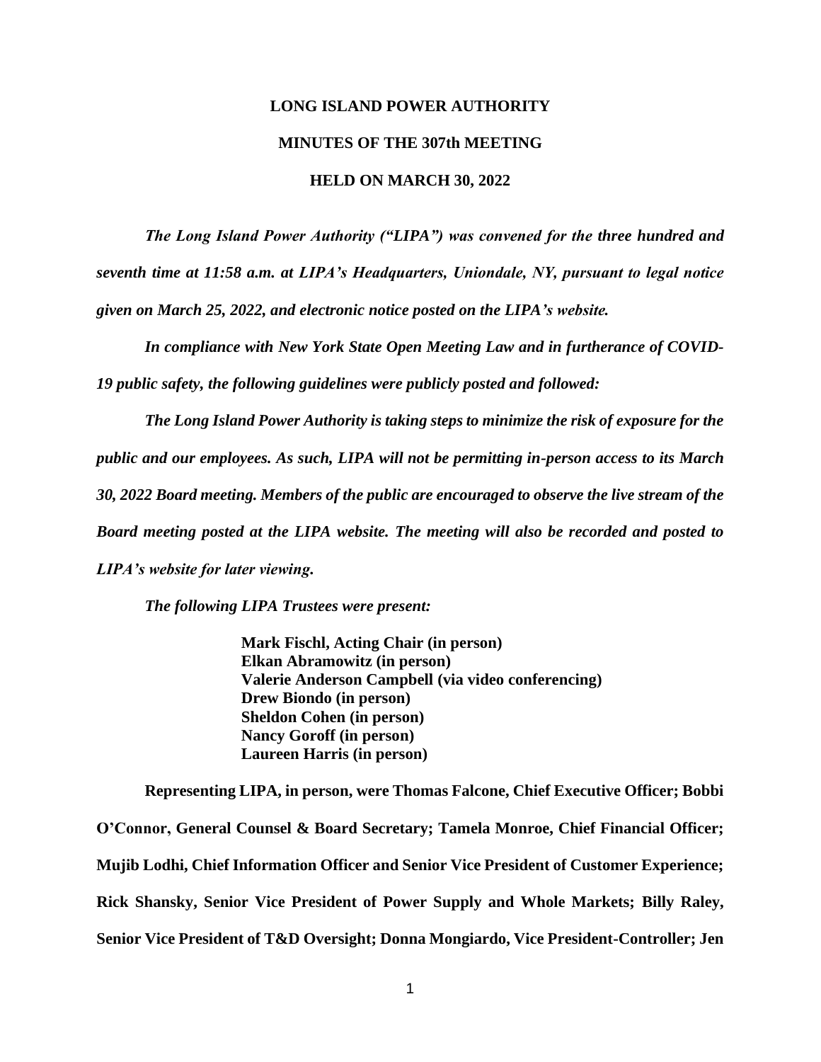**LONG ISLAND POWER AUTHORITY**

**MINUTES OF THE 307th MEETING**

**HELD ON MARCH 30, 2022**

***The Long Island Power Authority ("LIPA") was convened for the three hundred and seventh time at 11:58 a.m. at LIPA's Headquarters, Uniondale, NY, pursuant to legal notice given on March 25, 2022, and electronic notice posted on the LIPA's website.***

***In compliance with New York State Open Meeting Law and in furtherance of COVID-19 public safety, the following guidelines were publicly posted and followed:***

***The Long Island Power Authority is taking steps to minimize the risk of exposure for the public and our employees. As such, LIPA will not be permitting in-person access to its March 30, 2022 Board meeting. Members of the public are encouraged to observe the live stream of the Board meeting posted at the LIPA website. The meeting will also be recorded and posted to LIPA's website for later viewing.***

***The following LIPA Trustees were present:***

**Mark Fischl, Acting Chair (in person)**
**Elkan Abramowitz (in person)**
**Valerie Anderson Campbell (via video conferencing)**
**Drew Biondo (in person)**
**Sheldon Cohen (in person)**
**Nancy Goroff (in person)**
**Laureen Harris (in person)**

**Representing LIPA, in person, were Thomas Falcone, Chief Executive Officer; Bobbi O'Connor, General Counsel & Board Secretary; Tamela Monroe, Chief Financial Officer; Mujib Lodhi, Chief Information Officer and Senior Vice President of Customer Experience; Rick Shansky, Senior Vice President of Power Supply and Whole Markets; Billy Raley, Senior Vice President of T&D Oversight; Donna Mongiardo, Vice President-Controller; Jen**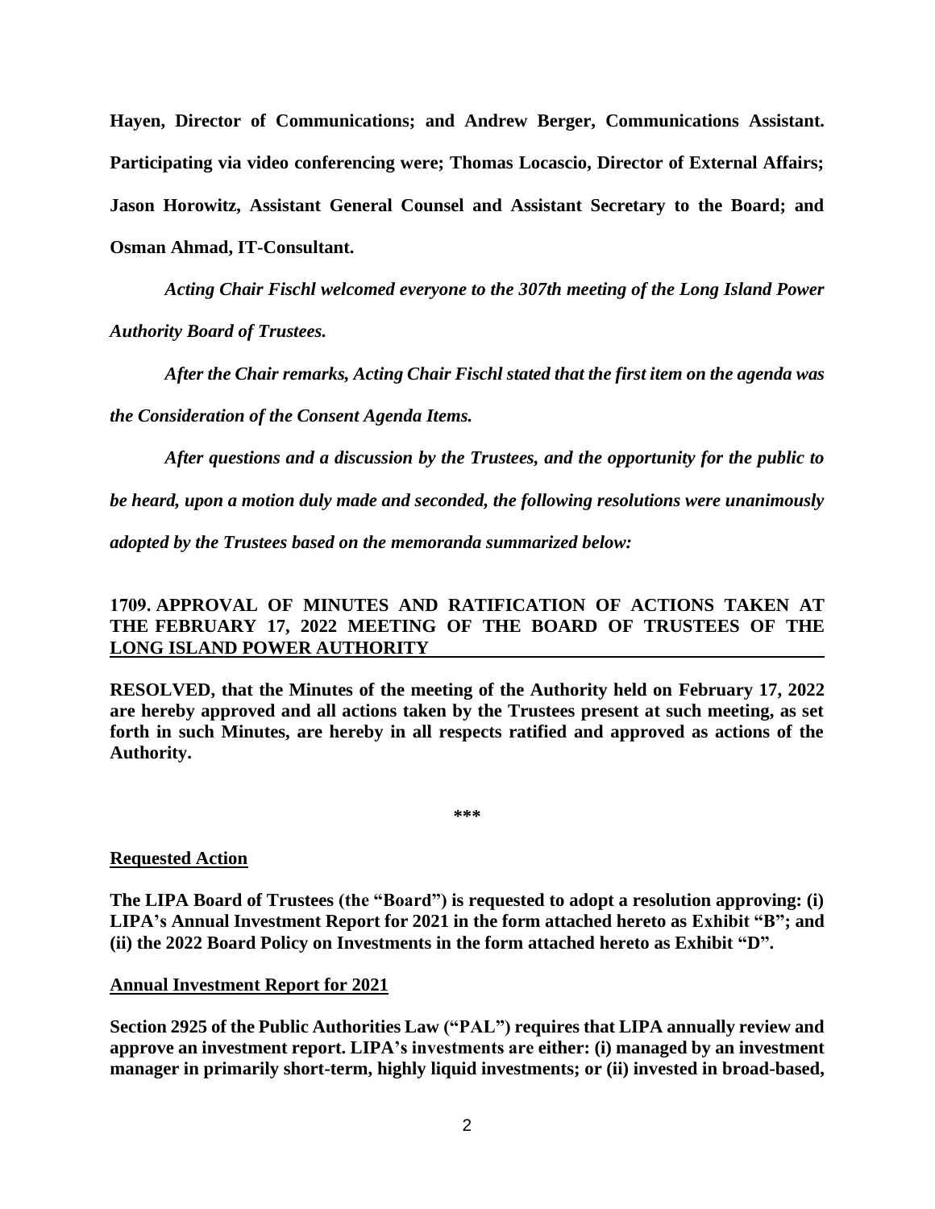**Hayen, Director of Communications; and Andrew Berger, Communications Assistant. Participating via video conferencing were; Thomas Locascio, Director of External Affairs; Jason Horowitz, Assistant General Counsel and Assistant Secretary to the Board; and Osman Ahmad, IT-Consultant.**

***Acting Chair Fischl welcomed everyone to the 307th meeting of the Long Island Power Authority Board of Trustees.***

***After the Chair remarks, Acting Chair Fischl stated that the first item on the agenda was the Consideration of the Consent Agenda Items.***

***After questions and a discussion by the Trustees, and the opportunity for the public to be heard, upon a motion duly made and seconded, the following resolutions were unanimously adopted by the Trustees based on the memoranda summarized below:***

**1709. APPROVAL OF MINUTES AND RATIFICATION OF ACTIONS TAKEN AT THE FEBRUARY 17, 2022 MEETING OF THE BOARD OF TRUSTEES OF THE LONG ISLAND POWER AUTHORITY**

**RESOLVED, that the Minutes of the meeting of the Authority held on February 17, 2022 are hereby approved and all actions taken by the Trustees present at such meeting, as set forth in such Minutes, are hereby in all respects ratified and approved as actions of the Authority.**

**\*\*\***

**Requested Action**

**The LIPA Board of Trustees (the "Board") is requested to adopt a resolution approving: (i) LIPA's Annual Investment Report for 2021 in the form attached hereto as Exhibit "B"; and (ii) the 2022 Board Policy on Investments in the form attached hereto as Exhibit "D".**

**Annual Investment Report for 2021**

**Section 2925 of the Public Authorities Law ("PAL") requires that LIPA annually review and approve an investment report. LIPA's investments are either: (i) managed by an investment manager in primarily short-term, highly liquid investments; or (ii) invested in broad-based,**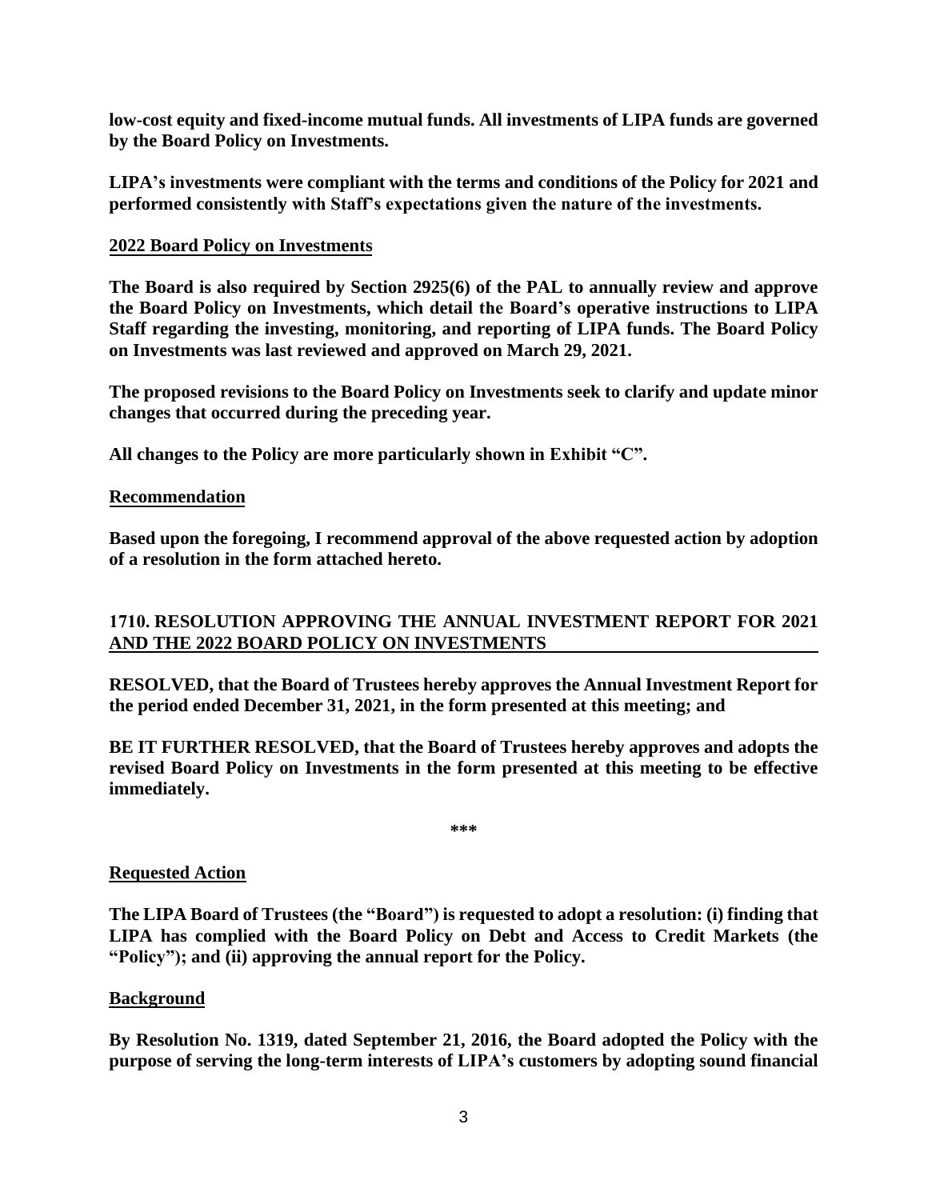**low-cost equity and fixed-income mutual funds. All investments of LIPA funds are governed by the Board Policy on Investments.**

**LIPA's investments were compliant with the terms and conditions of the Policy for 2021 and performed consistently with Staff's expectations given the nature of the investments.**

**2022 Board Policy on Investments**

**The Board is also required by Section 2925(6) of the PAL to annually review and approve the Board Policy on Investments, which detail the Board's operative instructions to LIPA Staff regarding the investing, monitoring, and reporting of LIPA funds. The Board Policy on Investments was last reviewed and approved on March 29, 2021.**

**The proposed revisions to the Board Policy on Investments seek to clarify and update minor changes that occurred during the preceding year.**

**All changes to the Policy are more particularly shown in Exhibit "C".**

**Recommendation**

**Based upon the foregoing, I recommend approval of the above requested action by adoption of a resolution in the form attached hereto.**

**1710. RESOLUTION APPROVING THE ANNUAL INVESTMENT REPORT FOR 2021 AND THE 2022 BOARD POLICY ON INVESTMENTS**

**RESOLVED, that the Board of Trustees hereby approves the Annual Investment Report for the period ended December 31, 2021, in the form presented at this meeting; and**

**BE IT FURTHER RESOLVED, that the Board of Trustees hereby approves and adopts the revised Board Policy on Investments in the form presented at this meeting to be effective immediately.**

**\*\*\***

**Requested Action**

**The LIPA Board of Trustees (the "Board") is requested to adopt a resolution: (i) finding that LIPA has complied with the Board Policy on Debt and Access to Credit Markets (the "Policy"); and (ii) approving the annual report for the Policy.**

**Background**

**By Resolution No. 1319, dated September 21, 2016, the Board adopted the Policy with the purpose of serving the long-term interests of LIPA's customers by adopting sound financial**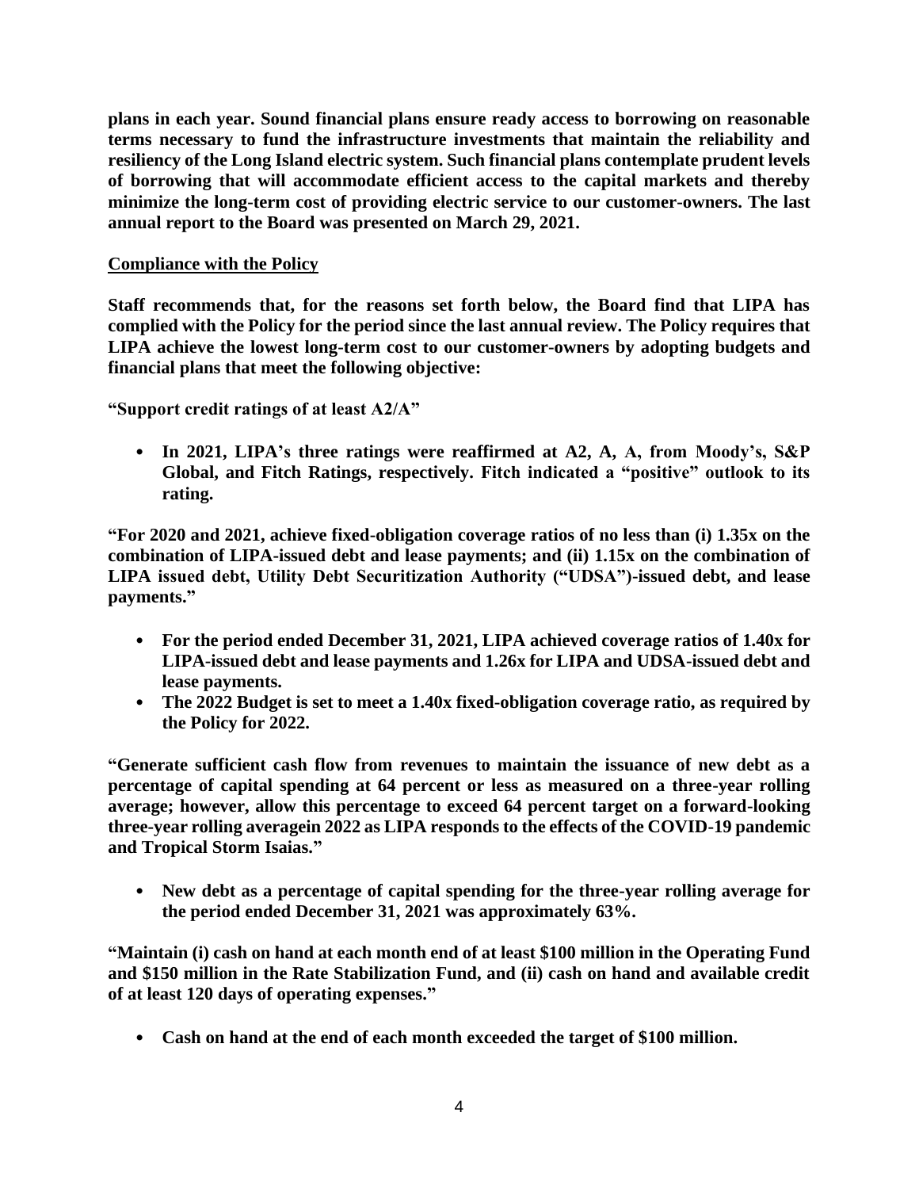**plans in each year. Sound financial plans ensure ready access to borrowing on reasonable terms necessary to fund the infrastructure investments that maintain the reliability and resiliency of the Long Island electric system. Such financial plans contemplate prudent levels of borrowing that will accommodate efficient access to the capital markets and thereby minimize the long-term cost of providing electric service to our customer-owners. The last annual report to the Board was presented on March 29, 2021.**

**Compliance with the Policy**

**Staff recommends that, for the reasons set forth below, the Board find that LIPA has complied with the Policy for the period since the last annual review. The Policy requires that LIPA achieve the lowest long-term cost to our customer-owners by adopting budgets and financial plans that meet the following objective:**

**"Support credit ratings of at least A2/A"**

- **In 2021, LIPA's three ratings were reaffirmed at A2, A, A, from Moody's, S&P Global, and Fitch Ratings, respectively. Fitch indicated a "positive" outlook to its rating.**

**"For 2020 and 2021, achieve fixed-obligation coverage ratios of no less than (i) 1.35x on the combination of LIPA-issued debt and lease payments; and (ii) 1.15x on the combination of LIPA issued debt, Utility Debt Securitization Authority ("UDSA")-issued debt, and lease payments."**

- **For the period ended December 31, 2021, LIPA achieved coverage ratios of 1.40x for LIPA-issued debt and lease payments and 1.26x for LIPA and UDSA-issued debt and lease payments.**
- **The 2022 Budget is set to meet a 1.40x fixed-obligation coverage ratio, as required by the Policy for 2022.**

**"Generate sufficient cash flow from revenues to maintain the issuance of new debt as a percentage of capital spending at 64 percent or less as measured on a three-year rolling average; however, allow this percentage to exceed 64 percent target on a forward-looking three-year rolling averagein 2022 as LIPA responds to the effects of the COVID-19 pandemic and Tropical Storm Isaias."**

- **New debt as a percentage of capital spending for the three-year rolling average for the period ended December 31, 2021 was approximately 63%.**

**"Maintain (i) cash on hand at each month end of at least $100 million in the Operating Fund and $150 million in the Rate Stabilization Fund, and (ii) cash on hand and available credit of at least 120 days of operating expenses."**

- **Cash on hand at the end of each month exceeded the target of $100 million.**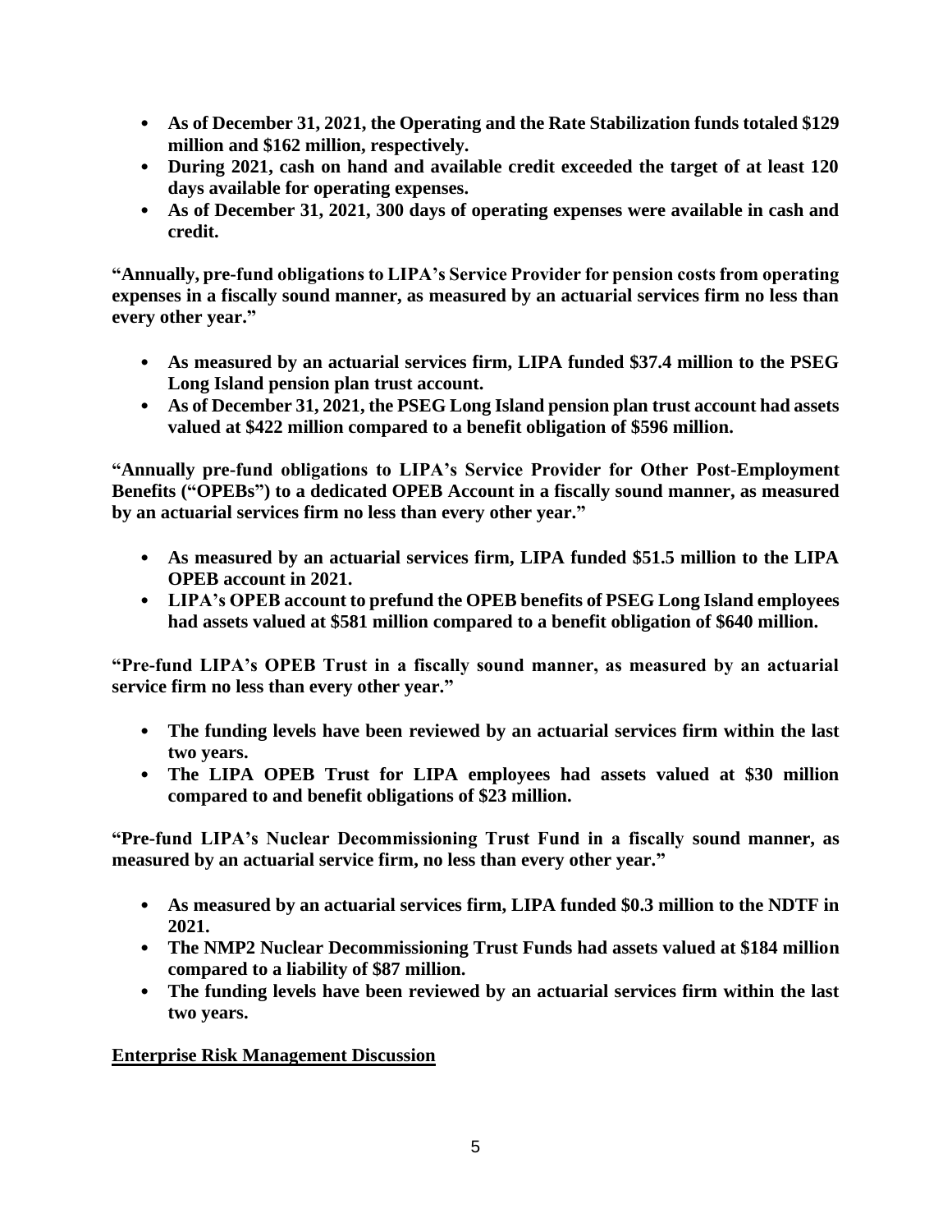- **As of December 31, 2021, the Operating and the Rate Stabilization funds totaled $129 million and $162 million, respectively.**
- **During 2021, cash on hand and available credit exceeded the target of at least 120 days available for operating expenses.**
- **As of December 31, 2021, 300 days of operating expenses were available in cash and credit.**

**"Annually, pre-fund obligations to LIPA's Service Provider for pension costs from operating expenses in a fiscally sound manner, as measured by an actuarial services firm no less than every other year."**

- **As measured by an actuarial services firm, LIPA funded $37.4 million to the PSEG Long Island pension plan trust account.**
- **As of December 31, 2021, the PSEG Long Island pension plan trust account had assets valued at $422 million compared to a benefit obligation of $596 million.**

**"Annually pre-fund obligations to LIPA's Service Provider for Other Post-Employment Benefits ("OPEBs") to a dedicated OPEB Account in a fiscally sound manner, as measured by an actuarial services firm no less than every other year."**

- **As measured by an actuarial services firm, LIPA funded $51.5 million to the LIPA OPEB account in 2021.**
- **LIPA's OPEB account to prefund the OPEB benefits of PSEG Long Island employees had assets valued at $581 million compared to a benefit obligation of $640 million.**

**"Pre-fund LIPA's OPEB Trust in a fiscally sound manner, as measured by an actuarial service firm no less than every other year."**

- **The funding levels have been reviewed by an actuarial services firm within the last two years.**
- **The LIPA OPEB Trust for LIPA employees had assets valued at $30 million compared to and benefit obligations of $23 million.**

**"Pre-fund LIPA's Nuclear Decommissioning Trust Fund in a fiscally sound manner, as measured by an actuarial service firm, no less than every other year."**

- **As measured by an actuarial services firm, LIPA funded $0.3 million to the NDTF in 2021.**
- **The NMP2 Nuclear Decommissioning Trust Funds had assets valued at $184 million compared to a liability of $87 million.**
- **The funding levels have been reviewed by an actuarial services firm within the last two years.**

**<u>Enterprise Risk Management Discussion</u>**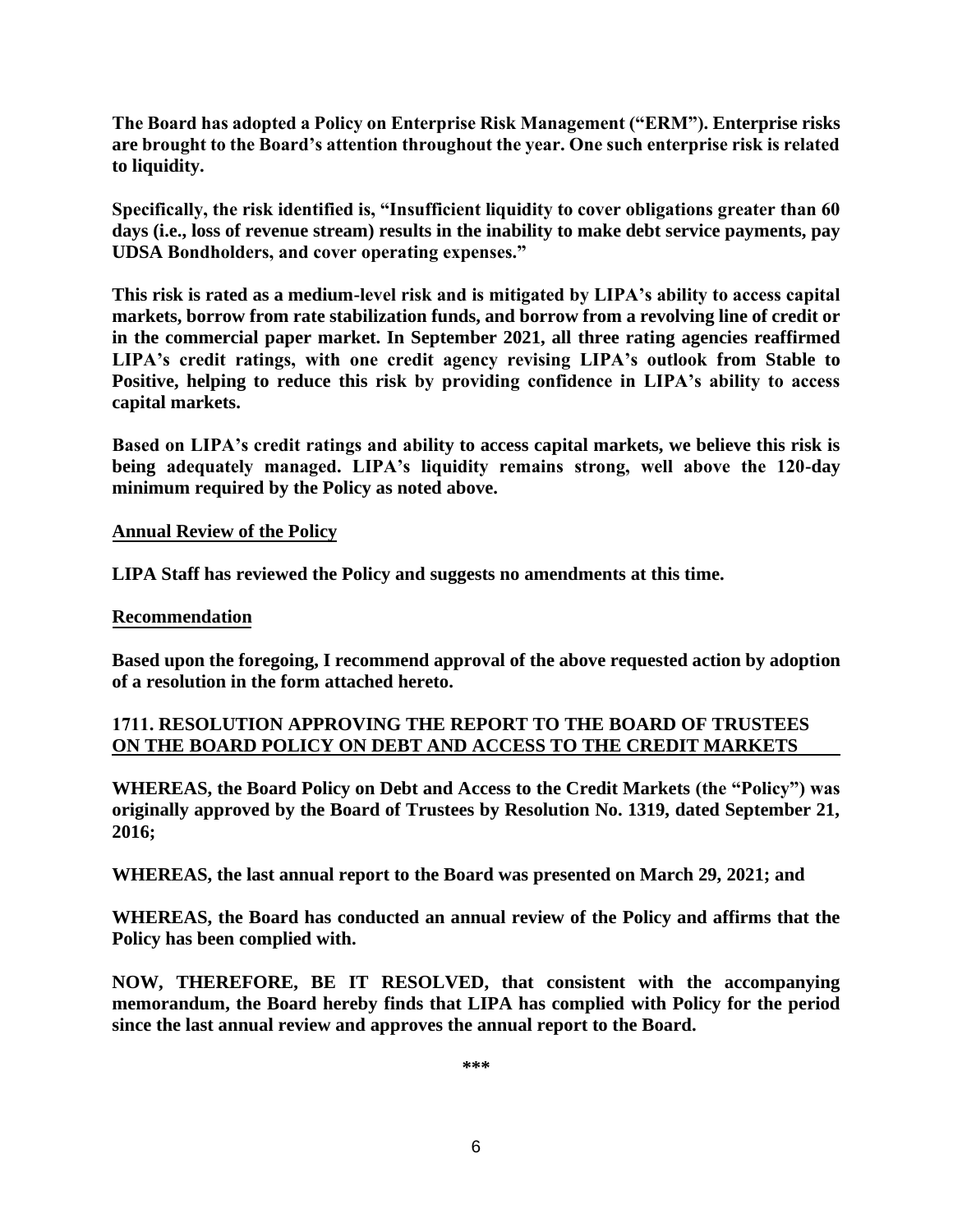**The Board has adopted a Policy on Enterprise Risk Management ("ERM"). Enterprise risks are brought to the Board's attention throughout the year. One such enterprise risk is related to liquidity.**

**Specifically, the risk identified is, "Insufficient liquidity to cover obligations greater than 60 days (i.e., loss of revenue stream) results in the inability to make debt service payments, pay UDSA Bondholders, and cover operating expenses."**

**This risk is rated as a medium-level risk and is mitigated by LIPA's ability to access capital markets, borrow from rate stabilization funds, and borrow from a revolving line of credit or in the commercial paper market. In September 2021, all three rating agencies reaffirmed LIPA's credit ratings, with one credit agency revising LIPA's outlook from Stable to Positive, helping to reduce this risk by providing confidence in LIPA's ability to access capital markets.**

**Based on LIPA's credit ratings and ability to access capital markets, we believe this risk is being adequately managed. LIPA's liquidity remains strong, well above the 120-day minimum required by the Policy as noted above.**

**Annual Review of the Policy**

**LIPA Staff has reviewed the Policy and suggests no amendments at this time.**

**Recommendation**

**Based upon the foregoing, I recommend approval of the above requested action by adoption of a resolution in the form attached hereto.**

**1711. RESOLUTION APPROVING THE REPORT TO THE BOARD OF TRUSTEES ON THE BOARD POLICY ON DEBT AND ACCESS TO THE CREDIT MARKETS**

**WHEREAS, the Board Policy on Debt and Access to the Credit Markets (the "Policy") was originally approved by the Board of Trustees by Resolution No. 1319, dated September 21, 2016;**

**WHEREAS, the last annual report to the Board was presented on March 29, 2021; and**

**WHEREAS, the Board has conducted an annual review of the Policy and affirms that the Policy has been complied with.**

**NOW, THEREFORE, BE IT RESOLVED, that consistent with the accompanying memorandum, the Board hereby finds that LIPA has complied with Policy for the period since the last annual review and approves the annual report to the Board.**

***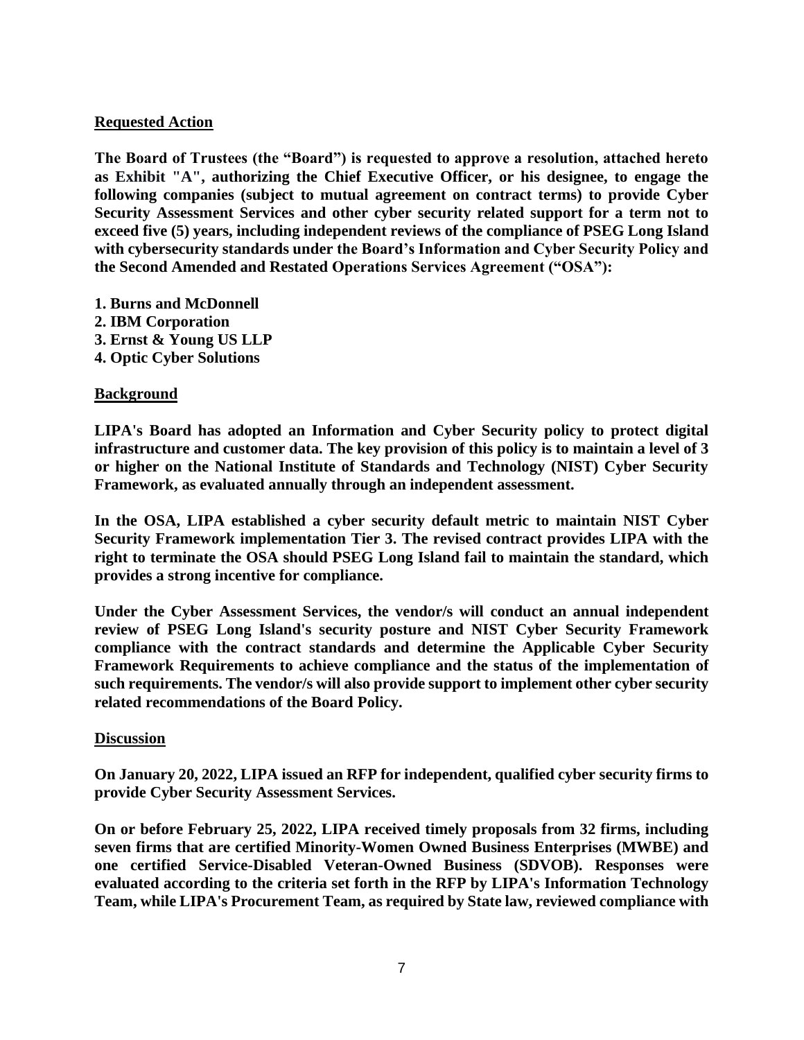**Requested Action**

**The Board of Trustees (the "Board") is requested to approve a resolution, attached hereto as Exhibit "A", authorizing the Chief Executive Officer, or his designee, to engage the following companies (subject to mutual agreement on contract terms) to provide Cyber Security Assessment Services and other cyber security related support for a term not to exceed five (5) years, including independent reviews of the compliance of PSEG Long Island with cybersecurity standards under the Board's Information and Cyber Security Policy and the Second Amended and Restated Operations Services Agreement ("OSA"):**

**1. Burns and McDonnell**
**2. IBM Corporation**
**3. Ernst & Young US LLP**
**4. Optic Cyber Solutions**

**Background**

**LIPA's Board has adopted an Information and Cyber Security policy to protect digital infrastructure and customer data. The key provision of this policy is to maintain a level of 3 or higher on the National Institute of Standards and Technology (NIST) Cyber Security Framework, as evaluated annually through an independent assessment.**

**In the OSA, LIPA established a cyber security default metric to maintain NIST Cyber Security Framework implementation Tier 3. The revised contract provides LIPA with the right to terminate the OSA should PSEG Long Island fail to maintain the standard, which provides a strong incentive for compliance.**

**Under the Cyber Assessment Services, the vendor/s will conduct an annual independent review of PSEG Long Island's security posture and NIST Cyber Security Framework compliance with the contract standards and determine the Applicable Cyber Security Framework Requirements to achieve compliance and the status of the implementation of such requirements. The vendor/s will also provide support to implement other cyber security related recommendations of the Board Policy.**

**Discussion**

**On January 20, 2022, LIPA issued an RFP for independent, qualified cyber security firms to provide Cyber Security Assessment Services.**

**On or before February 25, 2022, LIPA received timely proposals from 32 firms, including seven firms that are certified Minority-Women Owned Business Enterprises (MWBE) and one certified Service-Disabled Veteran-Owned Business (SDVOB). Responses were evaluated according to the criteria set forth in the RFP by LIPA's Information Technology Team, while LIPA's Procurement Team, as required by State law, reviewed compliance with**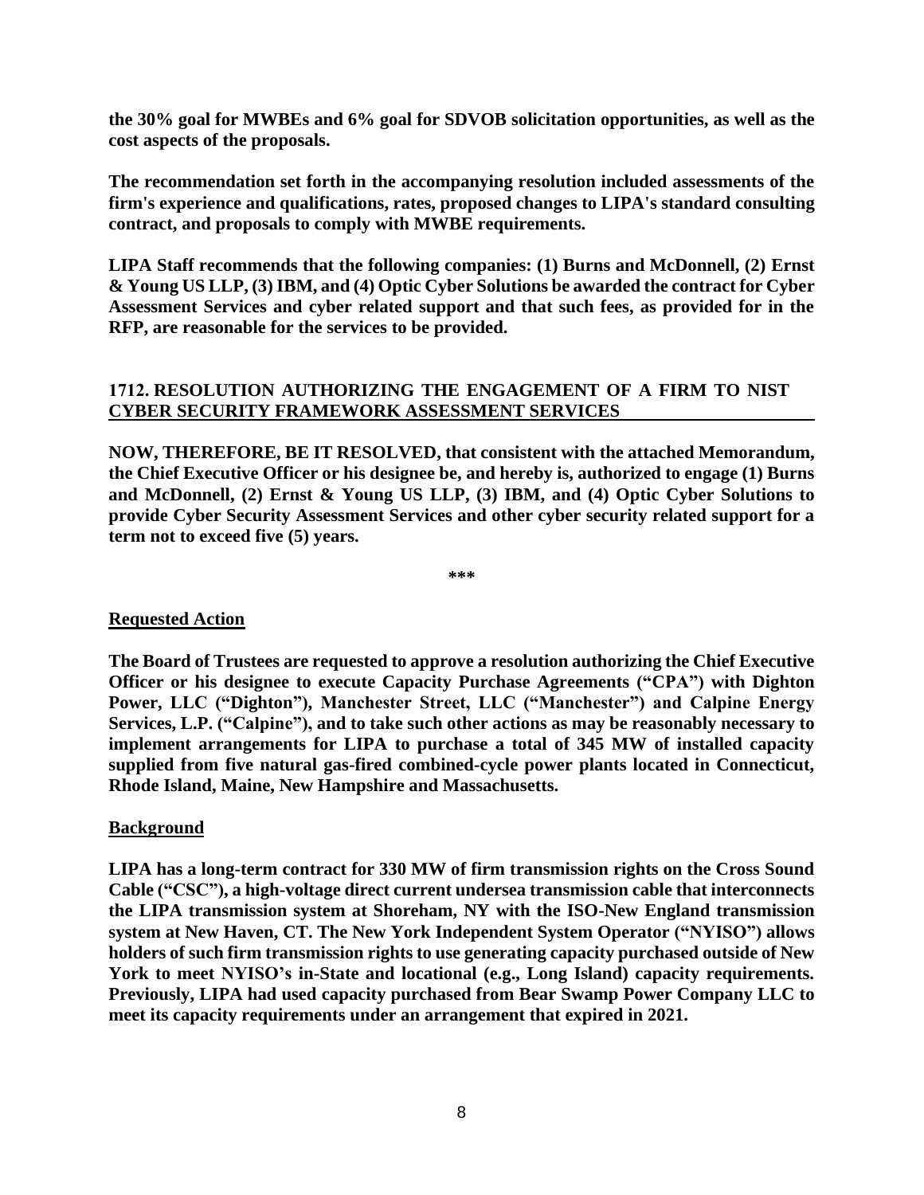**the 30% goal for MWBEs and 6% goal for SDVOB solicitation opportunities, as well as the cost aspects of the proposals.**

**The recommendation set forth in the accompanying resolution included assessments of the firm's experience and qualifications, rates, proposed changes to LIPA's standard consulting contract, and proposals to comply with MWBE requirements.**

**LIPA Staff recommends that the following companies: (1) Burns and McDonnell, (2) Ernst & Young US LLP, (3) IBM, and (4) Optic Cyber Solutions be awarded the contract for Cyber Assessment Services and cyber related support and that such fees, as provided for in the RFP, are reasonable for the services to be provided.**

**1712. RESOLUTION AUTHORIZING THE ENGAGEMENT OF A FIRM TO NIST CYBER SECURITY FRAMEWORK ASSESSMENT SERVICES**

**NOW, THEREFORE, BE IT RESOLVED, that consistent with the attached Memorandum, the Chief Executive Officer or his designee be, and hereby is, authorized to engage (1) Burns and McDonnell, (2) Ernst & Young US LLP, (3) IBM, and (4) Optic Cyber Solutions to provide Cyber Security Assessment Services and other cyber security related support for a term not to exceed five (5) years.**

***

**Requested Action**

**The Board of Trustees are requested to approve a resolution authorizing the Chief Executive Officer or his designee to execute Capacity Purchase Agreements ("CPA") with Dighton Power, LLC ("Dighton"), Manchester Street, LLC ("Manchester") and Calpine Energy Services, L.P. ("Calpine"), and to take such other actions as may be reasonably necessary to implement arrangements for LIPA to purchase a total of 345 MW of installed capacity supplied from five natural gas-fired combined-cycle power plants located in Connecticut, Rhode Island, Maine, New Hampshire and Massachusetts.**

**Background**

**LIPA has a long-term contract for 330 MW of firm transmission rights on the Cross Sound Cable ("CSC"), a high-voltage direct current undersea transmission cable that interconnects the LIPA transmission system at Shoreham, NY with the ISO-New England transmission system at New Haven, CT. The New York Independent System Operator ("NYISO") allows holders of such firm transmission rights to use generating capacity purchased outside of New York to meet NYISO's in-State and locational (e.g., Long Island) capacity requirements. Previously, LIPA had used capacity purchased from Bear Swamp Power Company LLC to meet its capacity requirements under an arrangement that expired in 2021.**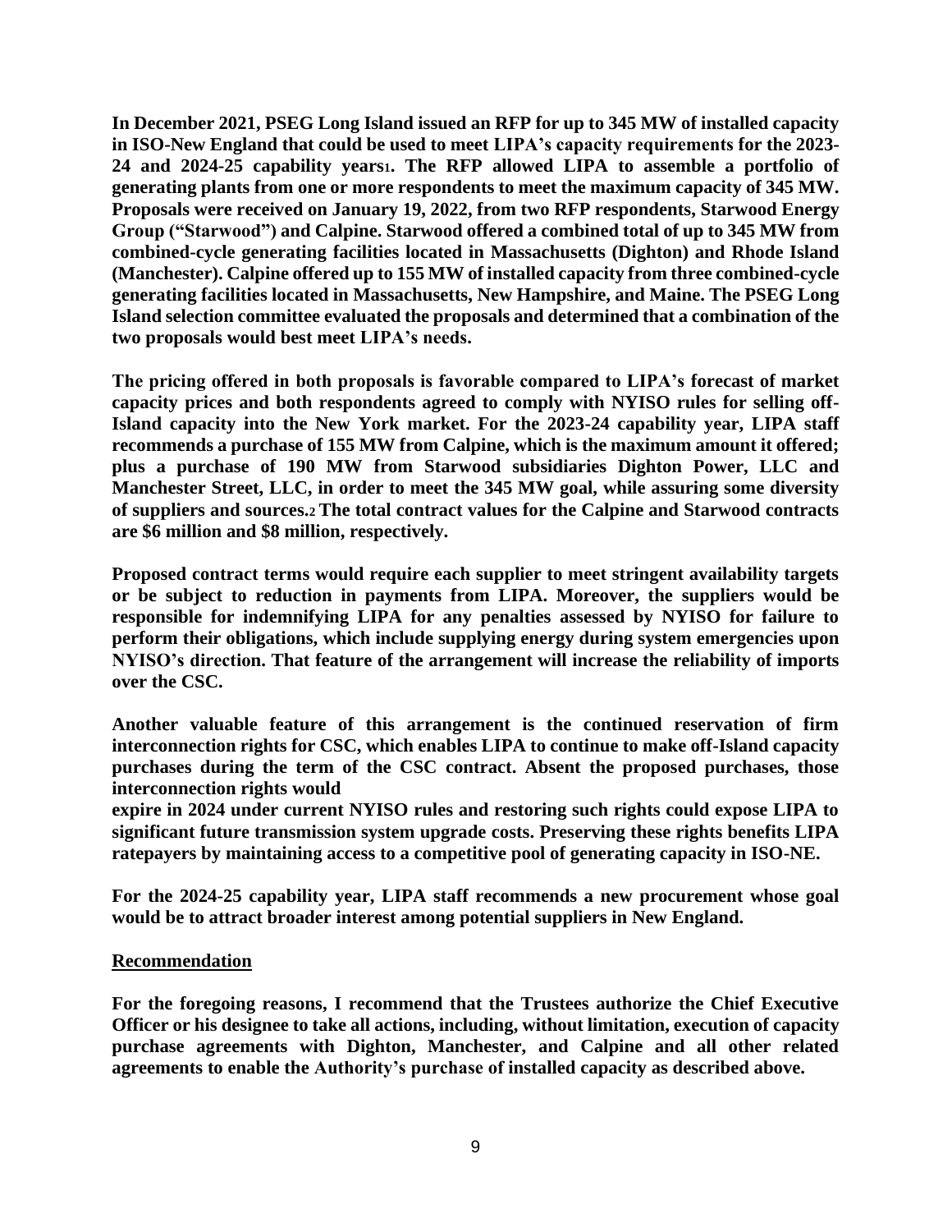**In December 2021, PSEG Long Island issued an RFP for up to 345 MW of installed capacity in ISO-New England that could be used to meet LIPA's capacity requirements for the 2023-24 and 2024-25 capability years[1]. The RFP allowed LIPA to assemble a portfolio of generating plants from one or more respondents to meet the maximum capacity of 345 MW. Proposals were received on January 19, 2022, from two RFP respondents, Starwood Energy Group ("Starwood") and Calpine. Starwood offered a combined total of up to 345 MW from combined-cycle generating facilities located in Massachusetts (Dighton) and Rhode Island (Manchester). Calpine offered up to 155 MW of installed capacity from three combined-cycle generating facilities located in Massachusetts, New Hampshire, and Maine. The PSEG Long Island selection committee evaluated the proposals and determined that a combination of the two proposals would best meet LIPA's needs.**

**The pricing offered in both proposals is favorable compared to LIPA's forecast of market capacity prices and both respondents agreed to comply with NYISO rules for selling off-Island capacity into the New York market. For the 2023-24 capability year, LIPA staff recommends a purchase of 155 MW from Calpine, which is the maximum amount it offered; plus a purchase of 190 MW from Starwood subsidiaries Dighton Power, LLC and Manchester Street, LLC, in order to meet the 345 MW goal, while assuring some diversity of suppliers and sources.[2] The total contract values for the Calpine and Starwood contracts are $6 million and $8 million, respectively.**

**Proposed contract terms would require each supplier to meet stringent availability targets or be subject to reduction in payments from LIPA. Moreover, the suppliers would be responsible for indemnifying LIPA for any penalties assessed by NYISO for failure to perform their obligations, which include supplying energy during system emergencies upon NYISO's direction. That feature of the arrangement will increase the reliability of imports over the CSC.**

**Another valuable feature of this arrangement is the continued reservation of firm interconnection rights for CSC, which enables LIPA to continue to make off-Island capacity purchases during the term of the CSC contract. Absent the proposed purchases, those interconnection rights would expire in 2024 under current NYISO rules and restoring such rights could expose LIPA to significant future transmission system upgrade costs. Preserving these rights benefits LIPA ratepayers by maintaining access to a competitive pool of generating capacity in ISO-NE.**

**For the 2024-25 capability year, LIPA staff recommends a new procurement whose goal would be to attract broader interest among potential suppliers in New England.**

**Recommendation**

**For the foregoing reasons, I recommend that the Trustees authorize the Chief Executive Officer or his designee to take all actions, including, without limitation, execution of capacity purchase agreements with Dighton, Manchester, and Calpine and all other related agreements to enable the Authority's purchase of installed capacity as described above.**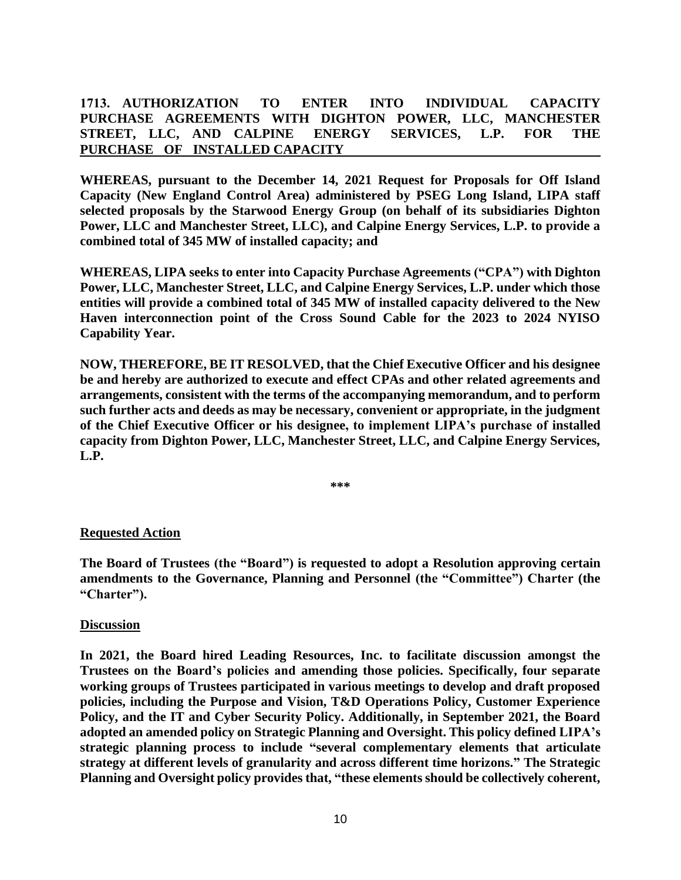**1713. AUTHORIZATION TO ENTER INTO INDIVIDUAL CAPACITY PURCHASE AGREEMENTS WITH DIGHTON POWER, LLC, MANCHESTER STREET, LLC, AND CALPINE ENERGY SERVICES, L.P. FOR THE PURCHASE OF INSTALLED CAPACITY**

**WHEREAS, pursuant to the December 14, 2021 Request for Proposals for Off Island Capacity (New England Control Area) administered by PSEG Long Island, LIPA staff selected proposals by the Starwood Energy Group (on behalf of its subsidiaries Dighton Power, LLC and Manchester Street, LLC), and Calpine Energy Services, L.P. to provide a combined total of 345 MW of installed capacity; and**

**WHEREAS, LIPA seeks to enter into Capacity Purchase Agreements ("CPA") with Dighton Power, LLC, Manchester Street, LLC, and Calpine Energy Services, L.P. under which those entities will provide a combined total of 345 MW of installed capacity delivered to the New Haven interconnection point of the Cross Sound Cable for the 2023 to 2024 NYISO Capability Year.**

**NOW, THEREFORE, BE IT RESOLVED, that the Chief Executive Officer and his designee be and hereby are authorized to execute and effect CPAs and other related agreements and arrangements, consistent with the terms of the accompanying memorandum, and to perform such further acts and deeds as may be necessary, convenient or appropriate, in the judgment of the Chief Executive Officer or his designee, to implement LIPA's purchase of installed capacity from Dighton Power, LLC, Manchester Street, LLC, and Calpine Energy Services, L.P.**

\*\*\*

**Requested Action**

**The Board of Trustees (the "Board") is requested to adopt a Resolution approving certain amendments to the Governance, Planning and Personnel (the "Committee") Charter (the "Charter").**

**Discussion**

**In 2021, the Board hired Leading Resources, Inc. to facilitate discussion amongst the Trustees on the Board's policies and amending those policies. Specifically, four separate working groups of Trustees participated in various meetings to develop and draft proposed policies, including the Purpose and Vision, T&D Operations Policy, Customer Experience Policy, and the IT and Cyber Security Policy. Additionally, in September 2021, the Board adopted an amended policy on Strategic Planning and Oversight. This policy defined LIPA's strategic planning process to include "several complementary elements that articulate strategy at different levels of granularity and across different time horizons." The Strategic Planning and Oversight policy provides that, "these elements should be collectively coherent,**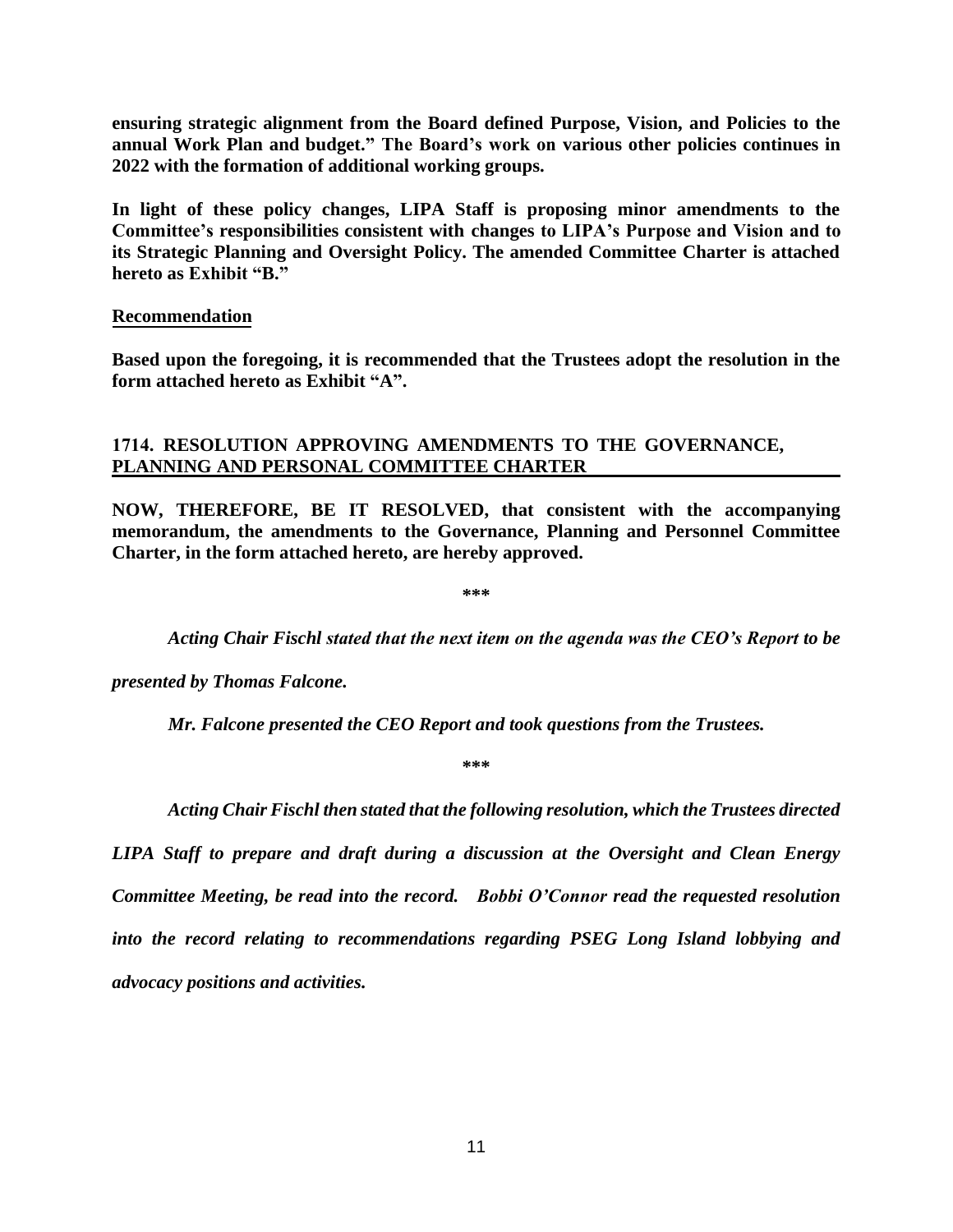**ensuring strategic alignment from the Board defined Purpose, Vision, and Policies to the annual Work Plan and budget." The Board's work on various other policies continues in 2022 with the formation of additional working groups.**

**In light of these policy changes, LIPA Staff is proposing minor amendments to the Committee's responsibilities consistent with changes to LIPA's Purpose and Vision and to its Strategic Planning and Oversight Policy. The amended Committee Charter is attached hereto as Exhibit "B."**

**Recommendation**

**Based upon the foregoing, it is recommended that the Trustees adopt the resolution in the form attached hereto as Exhibit "A".**

**1714. RESOLUTION APPROVING AMENDMENTS TO THE GOVERNANCE, PLANNING AND PERSONAL COMMITTEE CHARTER**

**NOW, THEREFORE, BE IT RESOLVED, that consistent with the accompanying memorandum, the amendments to the Governance, Planning and Personnel Committee Charter, in the form attached hereto, are hereby approved.**

**\*\*\***

*Acting Chair Fischl stated that the next item on the agenda was the CEO's Report to be presented by Thomas Falcone.*

*Mr. Falcone presented the CEO Report and took questions from the Trustees.*

**\*\*\***

*Acting Chair Fischl then stated that the following resolution, which the Trustees directed LIPA Staff to prepare and draft during a discussion at the Oversight and Clean Energy Committee Meeting, be read into the record. Bobbi O'Connor read the requested resolution into the record relating to recommendations regarding PSEG Long Island lobbying and advocacy positions and activities.*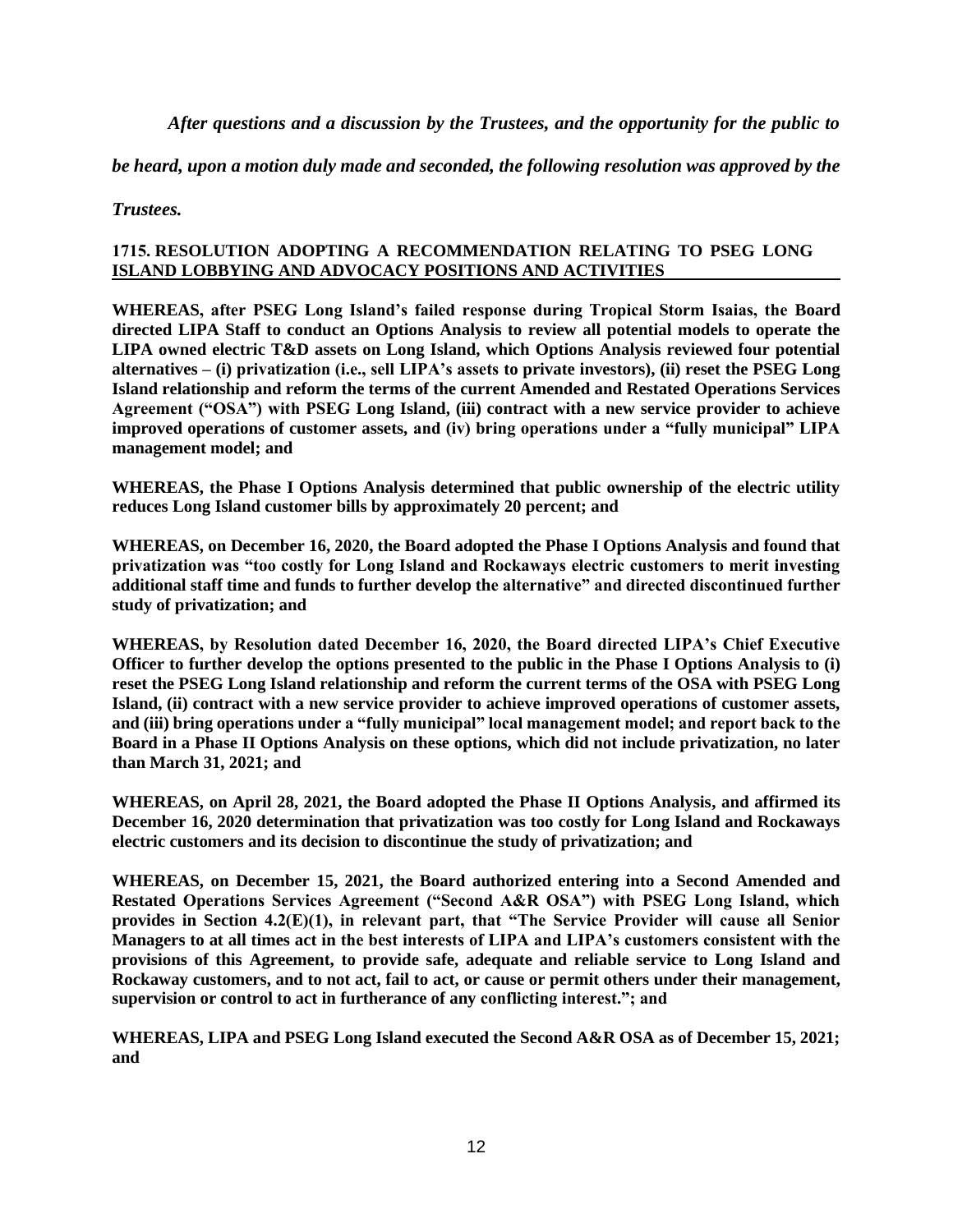*After questions and a discussion by the Trustees, and the opportunity for the public to be heard, upon a motion duly made and seconded, the following resolution was approved by the Trustees.*

## 1715. RESOLUTION ADOPTING A RECOMMENDATION RELATING TO PSEG LONG ISLAND LOBBYING AND ADVOCACY POSITIONS AND ACTIVITIES

**WHEREAS, after PSEG Long Island's failed response during Tropical Storm Isaias, the Board directed LIPA Staff to conduct an Options Analysis to review all potential models to operate the LIPA owned electric T&D assets on Long Island, which Options Analysis reviewed four potential alternatives – (i) privatization (i.e., sell LIPA's assets to private investors), (ii) reset the PSEG Long Island relationship and reform the terms of the current Amended and Restated Operations Services Agreement ("OSA") with PSEG Long Island, (iii) contract with a new service provider to achieve improved operations of customer assets, and (iv) bring operations under a "fully municipal" LIPA management model; and**

**WHEREAS, the Phase I Options Analysis determined that public ownership of the electric utility reduces Long Island customer bills by approximately 20 percent; and**

**WHEREAS, on December 16, 2020, the Board adopted the Phase I Options Analysis and found that privatization was "too costly for Long Island and Rockaways electric customers to merit investing additional staff time and funds to further develop the alternative" and directed discontinued further study of privatization; and**

**WHEREAS, by Resolution dated December 16, 2020, the Board directed LIPA's Chief Executive Officer to further develop the options presented to the public in the Phase I Options Analysis to (i) reset the PSEG Long Island relationship and reform the current terms of the OSA with PSEG Long Island, (ii) contract with a new service provider to achieve improved operations of customer assets, and (iii) bring operations under a "fully municipal" local management model; and report back to the Board in a Phase II Options Analysis on these options, which did not include privatization, no later than March 31, 2021; and**

**WHEREAS, on April 28, 2021, the Board adopted the Phase II Options Analysis, and affirmed its December 16, 2020 determination that privatization was too costly for Long Island and Rockaways electric customers and its decision to discontinue the study of privatization; and**

**WHEREAS, on December 15, 2021, the Board authorized entering into a Second Amended and Restated Operations Services Agreement ("Second A&R OSA") with PSEG Long Island, which provides in Section 4.2(E)(1), in relevant part, that "The Service Provider will cause all Senior Managers to at all times act in the best interests of LIPA and LIPA's customers consistent with the provisions of this Agreement, to provide safe, adequate and reliable service to Long Island and Rockaway customers, and to not act, fail to act, or cause or permit others under their management, supervision or control to act in furtherance of any conflicting interest."; and**

**WHEREAS, LIPA and PSEG Long Island executed the Second A&R OSA as of December 15, 2021; and**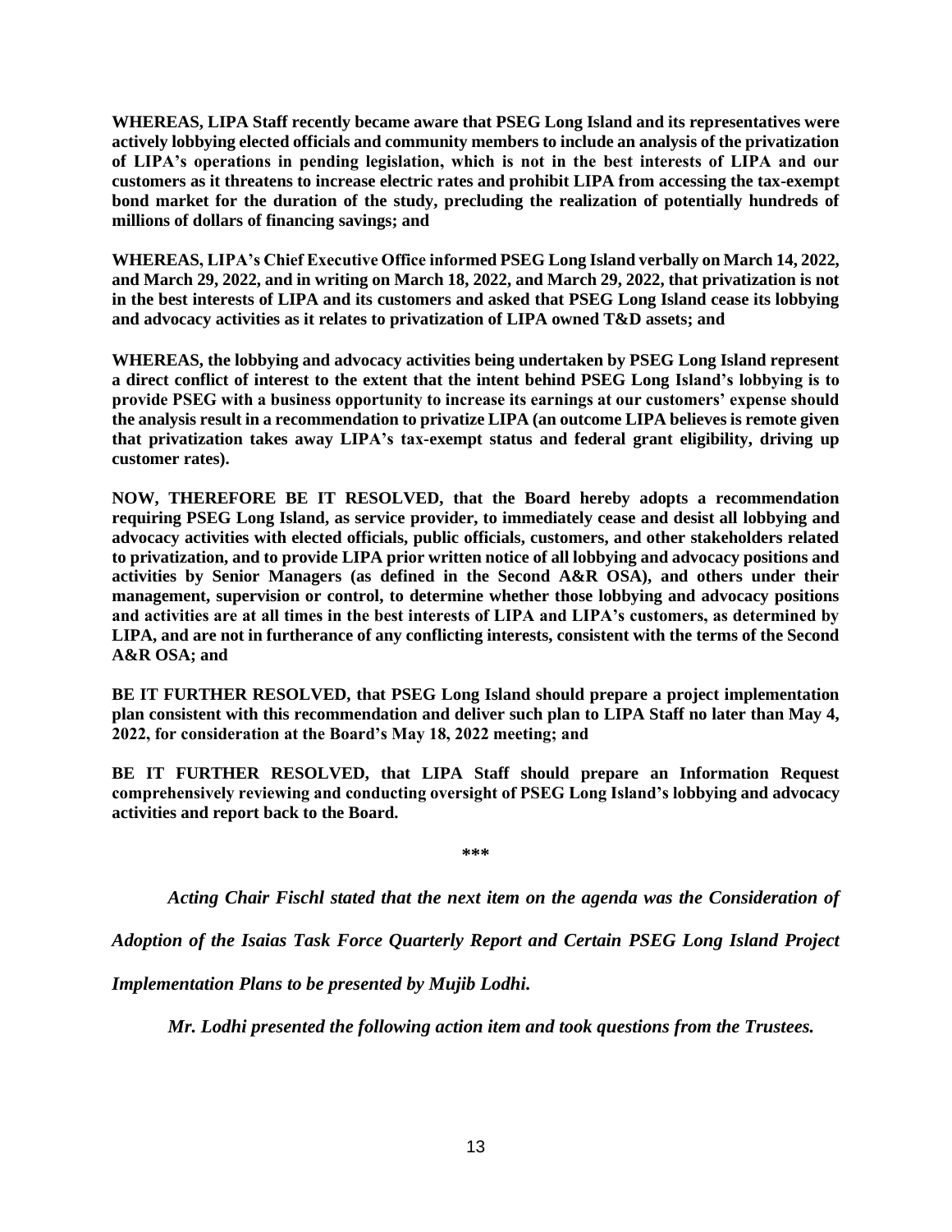**WHEREAS, LIPA Staff recently became aware that PSEG Long Island and its representatives were actively lobbying elected officials and community members to include an analysis of the privatization of LIPA's operations in pending legislation, which is not in the best interests of LIPA and our customers as it threatens to increase electric rates and prohibit LIPA from accessing the tax-exempt bond market for the duration of the study, precluding the realization of potentially hundreds of millions of dollars of financing savings; and**

**WHEREAS, LIPA's Chief Executive Office informed PSEG Long Island verbally on March 14, 2022, and March 29, 2022, and in writing on March 18, 2022, and March 29, 2022, that privatization is not in the best interests of LIPA and its customers and asked that PSEG Long Island cease its lobbying and advocacy activities as it relates to privatization of LIPA owned T&D assets; and**

**WHEREAS, the lobbying and advocacy activities being undertaken by PSEG Long Island represent a direct conflict of interest to the extent that the intent behind PSEG Long Island's lobbying is to provide PSEG with a business opportunity to increase its earnings at our customers' expense should the analysis result in a recommendation to privatize LIPA (an outcome LIPA believes is remote given that privatization takes away LIPA's tax-exempt status and federal grant eligibility, driving up customer rates).**

**NOW, THEREFORE BE IT RESOLVED, that the Board hereby adopts a recommendation requiring PSEG Long Island, as service provider, to immediately cease and desist all lobbying and advocacy activities with elected officials, public officials, customers, and other stakeholders related to privatization, and to provide LIPA prior written notice of all lobbying and advocacy positions and activities by Senior Managers (as defined in the Second A&R OSA), and others under their management, supervision or control, to determine whether those lobbying and advocacy positions and activities are at all times in the best interests of LIPA and LIPA's customers, as determined by LIPA, and are not in furtherance of any conflicting interests, consistent with the terms of the Second A&R OSA; and**

**BE IT FURTHER RESOLVED, that PSEG Long Island should prepare a project implementation plan consistent with this recommendation and deliver such plan to LIPA Staff no later than May 4, 2022, for consideration at the Board's May 18, 2022 meeting; and**

**BE IT FURTHER RESOLVED, that LIPA Staff should prepare an Information Request comprehensively reviewing and conducting oversight of PSEG Long Island's lobbying and advocacy activities and report back to the Board.**

**\*\*\***

***Acting Chair Fischl stated that the next item on the agenda was the Consideration of Adoption of the Isaias Task Force Quarterly Report and Certain PSEG Long Island Project Implementation Plans to be presented by Mujib Lodhi.***

***Mr. Lodhi presented the following action item and took questions from the Trustees.***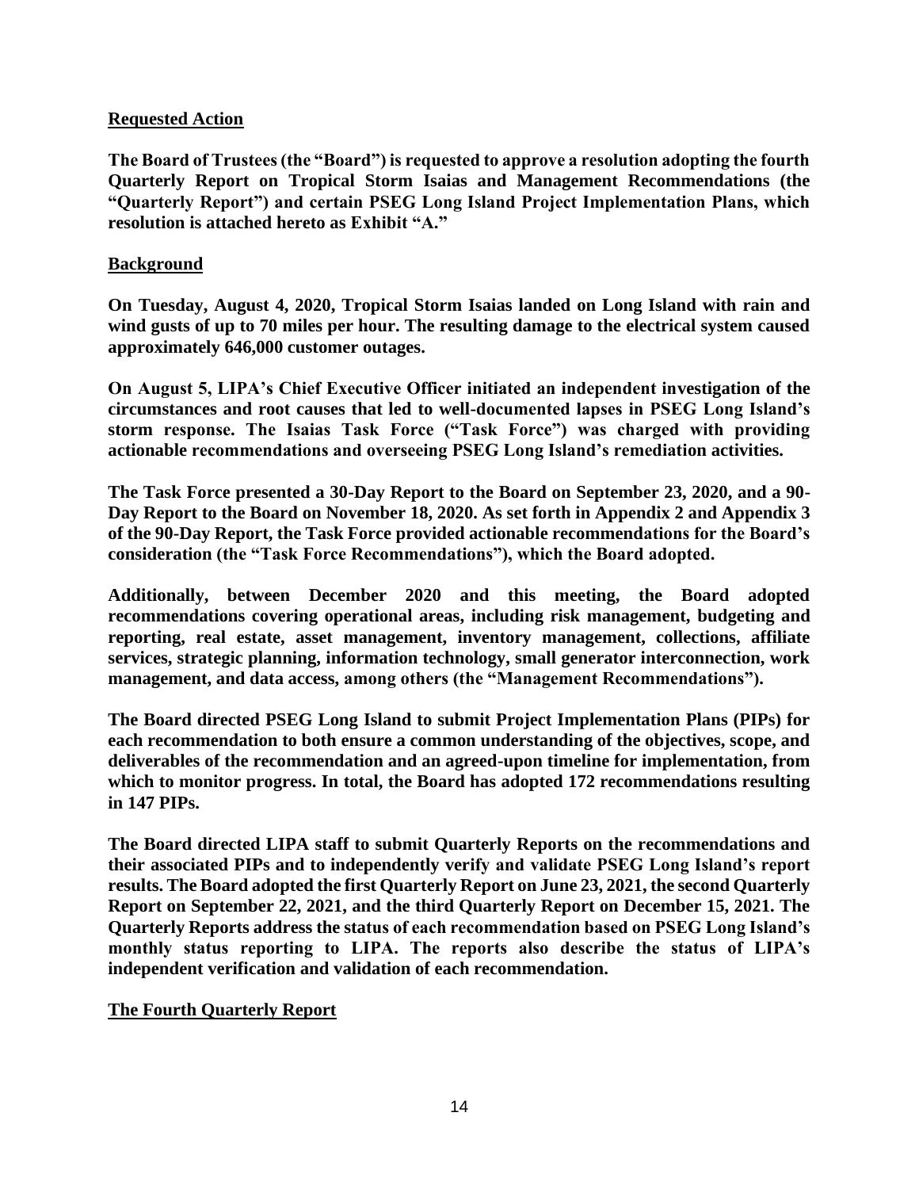## Requested Action

**The Board of Trustees (the "Board") is requested to approve a resolution adopting the fourth Quarterly Report on Tropical Storm Isaias and Management Recommendations (the "Quarterly Report") and certain PSEG Long Island Project Implementation Plans, which resolution is attached hereto as Exhibit "A."**

## Background

**On Tuesday, August 4, 2020, Tropical Storm Isaias landed on Long Island with rain and wind gusts of up to 70 miles per hour. The resulting damage to the electrical system caused approximately 646,000 customer outages.**

**On August 5, LIPA's Chief Executive Officer initiated an independent investigation of the circumstances and root causes that led to well-documented lapses in PSEG Long Island's storm response. The Isaias Task Force ("Task Force") was charged with providing actionable recommendations and overseeing PSEG Long Island's remediation activities.**

**The Task Force presented a 30-Day Report to the Board on September 23, 2020, and a 90-Day Report to the Board on November 18, 2020. As set forth in Appendix 2 and Appendix 3 of the 90-Day Report, the Task Force provided actionable recommendations for the Board's consideration (the "Task Force Recommendations"), which the Board adopted.**

**Additionally, between December 2020 and this meeting, the Board adopted recommendations covering operational areas, including risk management, budgeting and reporting, real estate, asset management, inventory management, collections, affiliate services, strategic planning, information technology, small generator interconnection, work management, and data access, among others (the "Management Recommendations").**

**The Board directed PSEG Long Island to submit Project Implementation Plans (PIPs) for each recommendation to both ensure a common understanding of the objectives, scope, and deliverables of the recommendation and an agreed-upon timeline for implementation, from which to monitor progress. In total, the Board has adopted 172 recommendations resulting in 147 PIPs.**

**The Board directed LIPA staff to submit Quarterly Reports on the recommendations and their associated PIPs and to independently verify and validate PSEG Long Island's report results. The Board adopted the first Quarterly Report on June 23, 2021, the second Quarterly Report on September 22, 2021, and the third Quarterly Report on December 15, 2021. The Quarterly Reports address the status of each recommendation based on PSEG Long Island's monthly status reporting to LIPA. The reports also describe the status of LIPA's independent verification and validation of each recommendation.**

## The Fourth Quarterly Report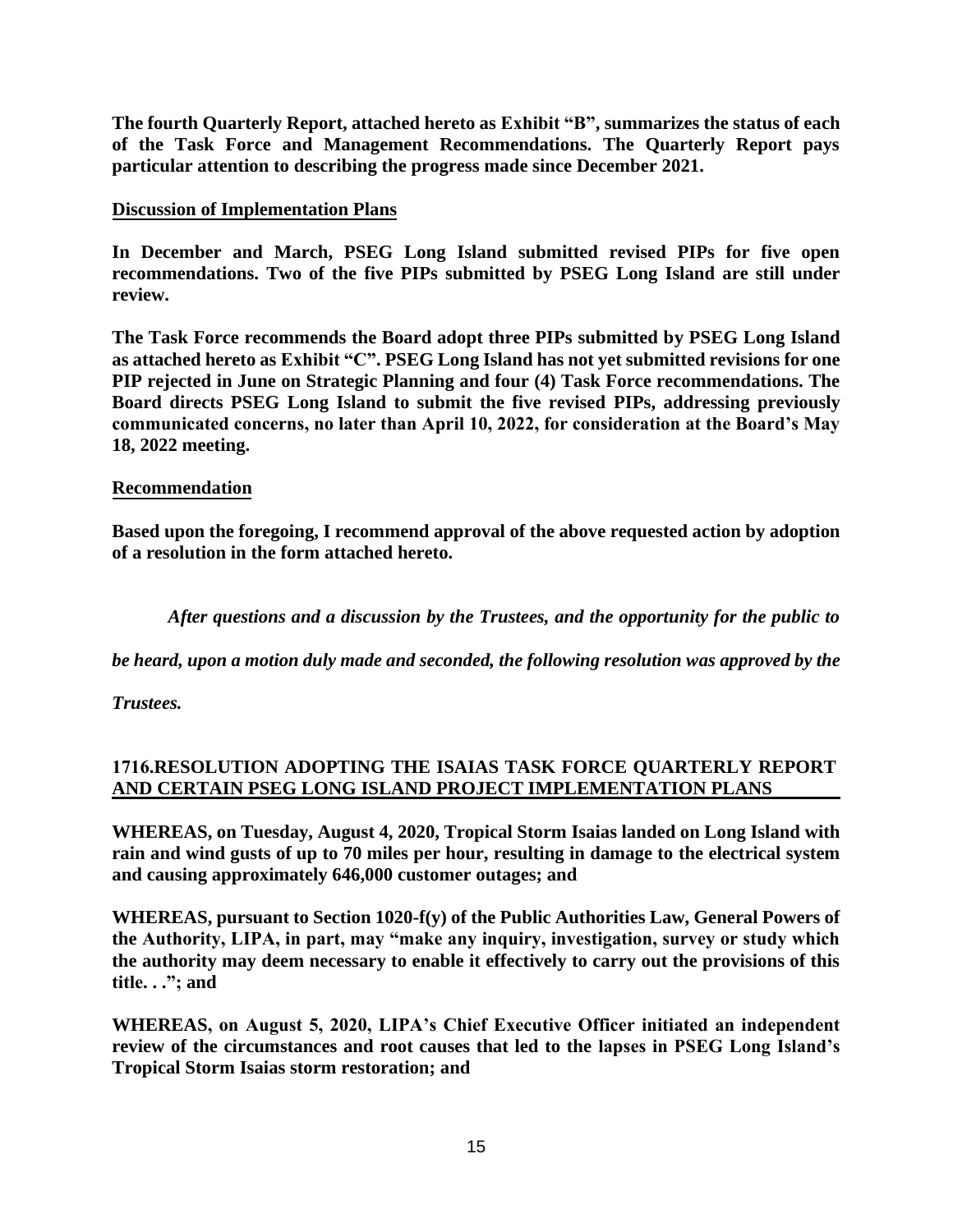**The fourth Quarterly Report, attached hereto as Exhibit "B", summarizes the status of each of the Task Force and Management Recommendations. The Quarterly Report pays particular attention to describing the progress made since December 2021.**

**<u>Discussion of Implementation Plans</u>**

**In December and March, PSEG Long Island submitted revised PIPs for five open recommendations. Two of the five PIPs submitted by PSEG Long Island are still under review.**

**The Task Force recommends the Board adopt three PIPs submitted by PSEG Long Island as attached hereto as Exhibit "C". PSEG Long Island has not yet submitted revisions for one PIP rejected in June on Strategic Planning and four (4) Task Force recommendations. The Board directs PSEG Long Island to submit the five revised PIPs, addressing previously communicated concerns, no later than April 10, 2022, for consideration at the Board's May 18, 2022 meeting.**

**<u>Recommendation</u>**

**Based upon the foregoing, I recommend approval of the above requested action by adoption of a resolution in the form attached hereto.**

***After questions and a discussion by the Trustees, and the opportunity for the public to be heard, upon a motion duly made and seconded, the following resolution was approved by the Trustees.***

**1716.RESOLUTION ADOPTING THE ISAIAS TASK FORCE QUARTERLY REPORT <u>AND CERTAIN PSEG LONG ISLAND PROJECT IMPLEMENTATION PLANS</u>**

**WHEREAS, on Tuesday, August 4, 2020, Tropical Storm Isaias landed on Long Island with rain and wind gusts of up to 70 miles per hour, resulting in damage to the electrical system and causing approximately 646,000 customer outages; and**

**WHEREAS, pursuant to Section 1020-f(y) of the Public Authorities Law, General Powers of the Authority, LIPA, in part, may "make any inquiry, investigation, survey or study which the authority may deem necessary to enable it effectively to carry out the provisions of this title. . ."; and**

**WHEREAS, on August 5, 2020, LIPA's Chief Executive Officer initiated an independent review of the circumstances and root causes that led to the lapses in PSEG Long Island's Tropical Storm Isaias storm restoration; and**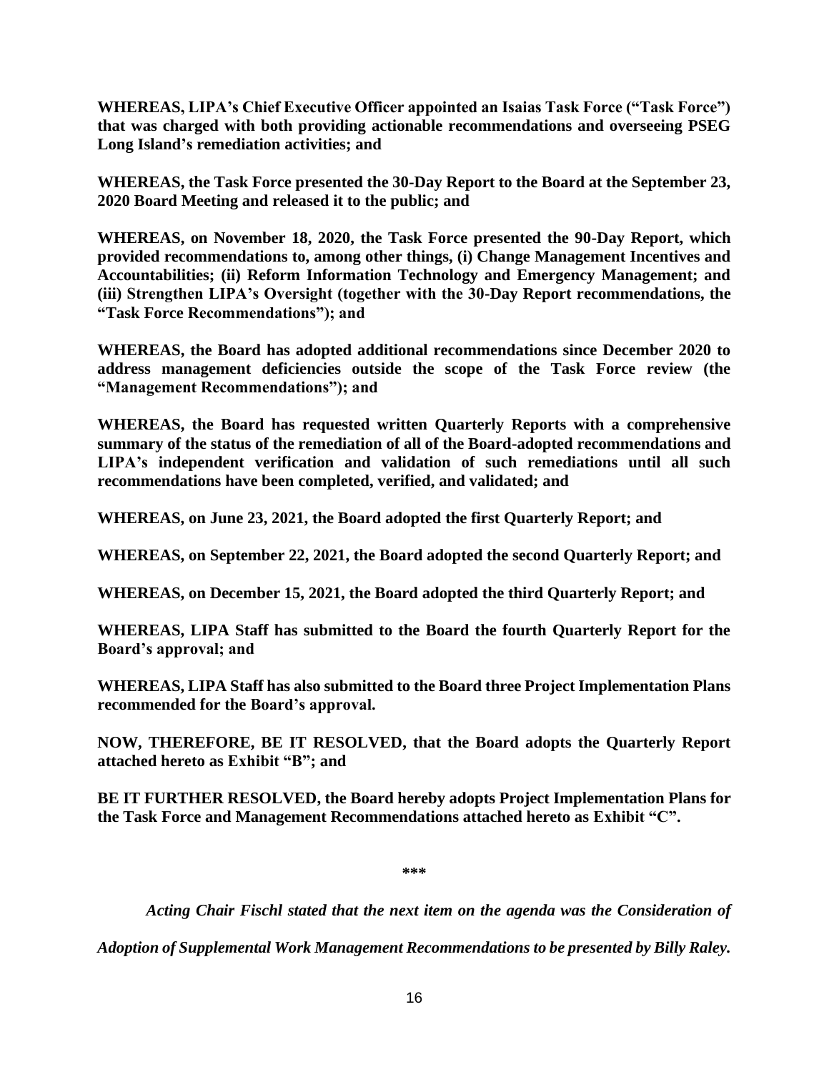**WHEREAS, LIPA's Chief Executive Officer appointed an Isaias Task Force ("Task Force") that was charged with both providing actionable recommendations and overseeing PSEG Long Island's remediation activities; and**

**WHEREAS, the Task Force presented the 30-Day Report to the Board at the September 23, 2020 Board Meeting and released it to the public; and**

**WHEREAS, on November 18, 2020, the Task Force presented the 90-Day Report, which provided recommendations to, among other things, (i) Change Management Incentives and Accountabilities; (ii) Reform Information Technology and Emergency Management; and (iii) Strengthen LIPA's Oversight (together with the 30-Day Report recommendations, the "Task Force Recommendations"); and**

**WHEREAS, the Board has adopted additional recommendations since December 2020 to address management deficiencies outside the scope of the Task Force review (the "Management Recommendations"); and**

**WHEREAS, the Board has requested written Quarterly Reports with a comprehensive summary of the status of the remediation of all of the Board-adopted recommendations and LIPA's independent verification and validation of such remediations until all such recommendations have been completed, verified, and validated; and**

**WHEREAS, on June 23, 2021, the Board adopted the first Quarterly Report; and**

**WHEREAS, on September 22, 2021, the Board adopted the second Quarterly Report; and**

**WHEREAS, on December 15, 2021, the Board adopted the third Quarterly Report; and**

**WHEREAS, LIPA Staff has submitted to the Board the fourth Quarterly Report for the Board's approval; and**

**WHEREAS, LIPA Staff has also submitted to the Board three Project Implementation Plans recommended for the Board's approval.**

**NOW, THEREFORE, BE IT RESOLVED, that the Board adopts the Quarterly Report attached hereto as Exhibit "B"; and**

**BE IT FURTHER RESOLVED, the Board hereby adopts Project Implementation Plans for the Task Force and Management Recommendations attached hereto as Exhibit "C".**

***

***Acting Chair Fischl stated that the next item on the agenda was the Consideration of Adoption of Supplemental Work Management Recommendations to be presented by Billy Raley.***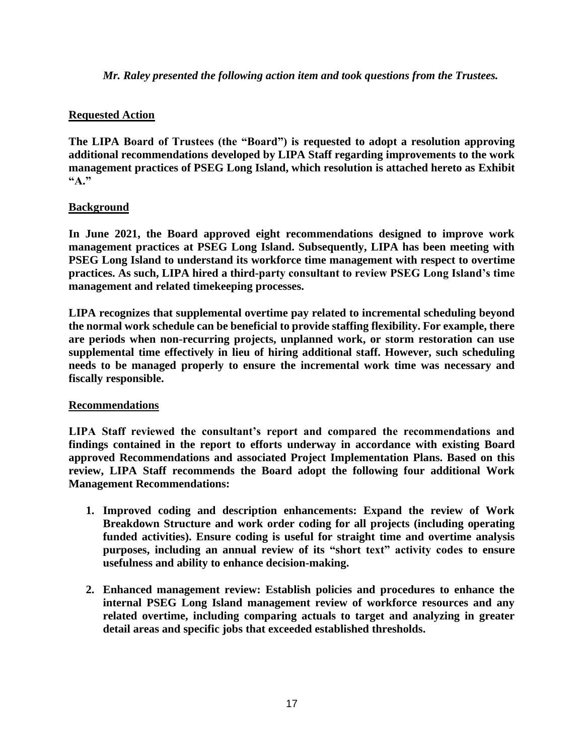*Mr. Raley presented the following action item and took questions from the Trustees.*

**Requested Action**

**The LIPA Board of Trustees (the "Board") is requested to adopt a resolution approving additional recommendations developed by LIPA Staff regarding improvements to the work management practices of PSEG Long Island, which resolution is attached hereto as Exhibit "A."**

**Background**

**In June 2021, the Board approved eight recommendations designed to improve work management practices at PSEG Long Island. Subsequently, LIPA has been meeting with PSEG Long Island to understand its workforce time management with respect to overtime practices. As such, LIPA hired a third-party consultant to review PSEG Long Island's time management and related timekeeping processes.**

**LIPA recognizes that supplemental overtime pay related to incremental scheduling beyond the normal work schedule can be beneficial to provide staffing flexibility. For example, there are periods when non-recurring projects, unplanned work, or storm restoration can use supplemental time effectively in lieu of hiring additional staff. However, such scheduling needs to be managed properly to ensure the incremental work time was necessary and fiscally responsible.**

**Recommendations**

**LIPA Staff reviewed the consultant's report and compared the recommendations and findings contained in the report to efforts underway in accordance with existing Board approved Recommendations and associated Project Implementation Plans. Based on this review, LIPA Staff recommends the Board adopt the following four additional Work Management Recommendations:**

1. **Improved coding and description enhancements: Expand the review of Work Breakdown Structure and work order coding for all projects (including operating funded activities). Ensure coding is useful for straight time and overtime analysis purposes, including an annual review of its "short text" activity codes to ensure usefulness and ability to enhance decision-making.**

2. **Enhanced management review: Establish policies and procedures to enhance the internal PSEG Long Island management review of workforce resources and any related overtime, including comparing actuals to target and analyzing in greater detail areas and specific jobs that exceeded established thresholds.**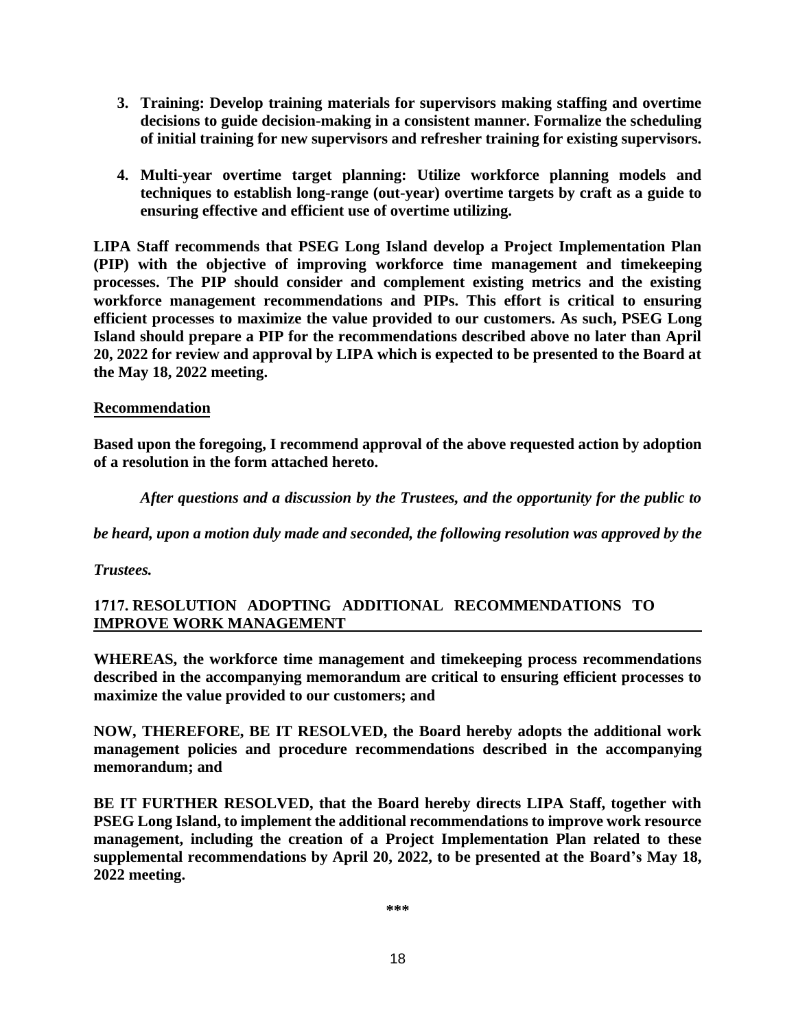3. **Training: Develop training materials for supervisors making staffing and overtime decisions to guide decision-making in a consistent manner. Formalize the scheduling of initial training for new supervisors and refresher training for existing supervisors.**

4. **Multi-year overtime target planning: Utilize workforce planning models and techniques to establish long-range (out-year) overtime targets by craft as a guide to ensuring effective and efficient use of overtime utilizing.**

**LIPA Staff recommends that PSEG Long Island develop a Project Implementation Plan (PIP) with the objective of improving workforce time management and timekeeping processes. The PIP should consider and complement existing metrics and the existing workforce management recommendations and PIPs. This effort is critical to ensuring efficient processes to maximize the value provided to our customers. As such, PSEG Long Island should prepare a PIP for the recommendations described above no later than April 20, 2022 for review and approval by LIPA which is expected to be presented to the Board at the May 18, 2022 meeting.**

**Recommendation**

**Based upon the foregoing, I recommend approval of the above requested action by adoption of a resolution in the form attached hereto.**

***After questions and a discussion by the Trustees, and the opportunity for the public to be heard, upon a motion duly made and seconded, the following resolution was approved by the Trustees.***

**1717. RESOLUTION ADOPTING ADDITIONAL RECOMMENDATIONS TO IMPROVE WORK MANAGEMENT**

**WHEREAS, the workforce time management and timekeeping process recommendations described in the accompanying memorandum are critical to ensuring efficient processes to maximize the value provided to our customers; and**

**NOW, THEREFORE, BE IT RESOLVED, the Board hereby adopts the additional work management policies and procedure recommendations described in the accompanying memorandum; and**

**BE IT FURTHER RESOLVED, that the Board hereby directs LIPA Staff, together with PSEG Long Island, to implement the additional recommendations to improve work resource management, including the creation of a Project Implementation Plan related to these supplemental recommendations by April 20, 2022, to be presented at the Board's May 18, 2022 meeting.**

\*\*\*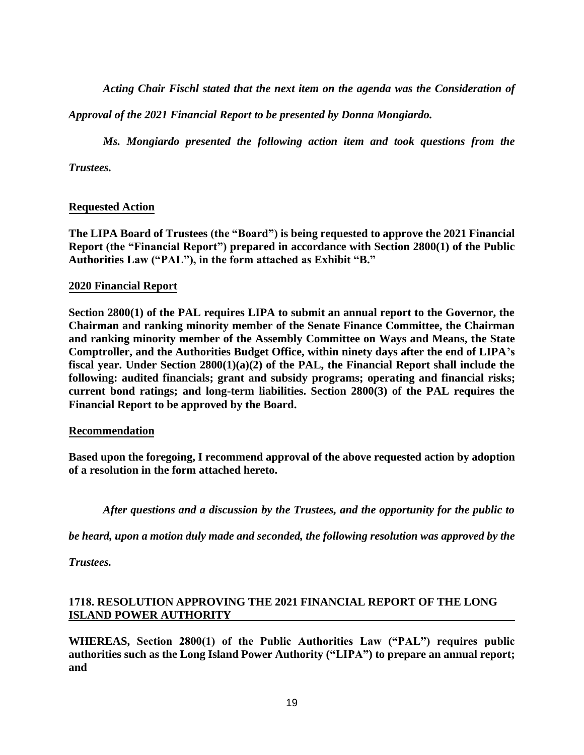*Acting Chair Fischl stated that the next item on the agenda was the Consideration of Approval of the 2021 Financial Report to be presented by Donna Mongiardo.*

*Ms. Mongiardo presented the following action item and took questions from the Trustees.*

**Requested Action**

**The LIPA Board of Trustees (the "Board") is being requested to approve the 2021 Financial Report (the "Financial Report") prepared in accordance with Section 2800(1) of the Public Authorities Law ("PAL"), in the form attached as Exhibit "B."**

**2020 Financial Report**

**Section 2800(1) of the PAL requires LIPA to submit an annual report to the Governor, the Chairman and ranking minority member of the Senate Finance Committee, the Chairman and ranking minority member of the Assembly Committee on Ways and Means, the State Comptroller, and the Authorities Budget Office, within ninety days after the end of LIPA's fiscal year. Under Section 2800(1)(a)(2) of the PAL, the Financial Report shall include the following: audited financials; grant and subsidy programs; operating and financial risks; current bond ratings; and long-term liabilities. Section 2800(3) of the PAL requires the Financial Report to be approved by the Board.**

**Recommendation**

**Based upon the foregoing, I recommend approval of the above requested action by adoption of a resolution in the form attached hereto.**

*After questions and a discussion by the Trustees, and the opportunity for the public to be heard, upon a motion duly made and seconded, the following resolution was approved by the Trustees.*

**1718. RESOLUTION APPROVING THE 2021 FINANCIAL REPORT OF THE LONG ISLAND POWER AUTHORITY**

**WHEREAS, Section 2800(1) of the Public Authorities Law ("PAL") requires public authorities such as the Long Island Power Authority ("LIPA") to prepare an annual report; and**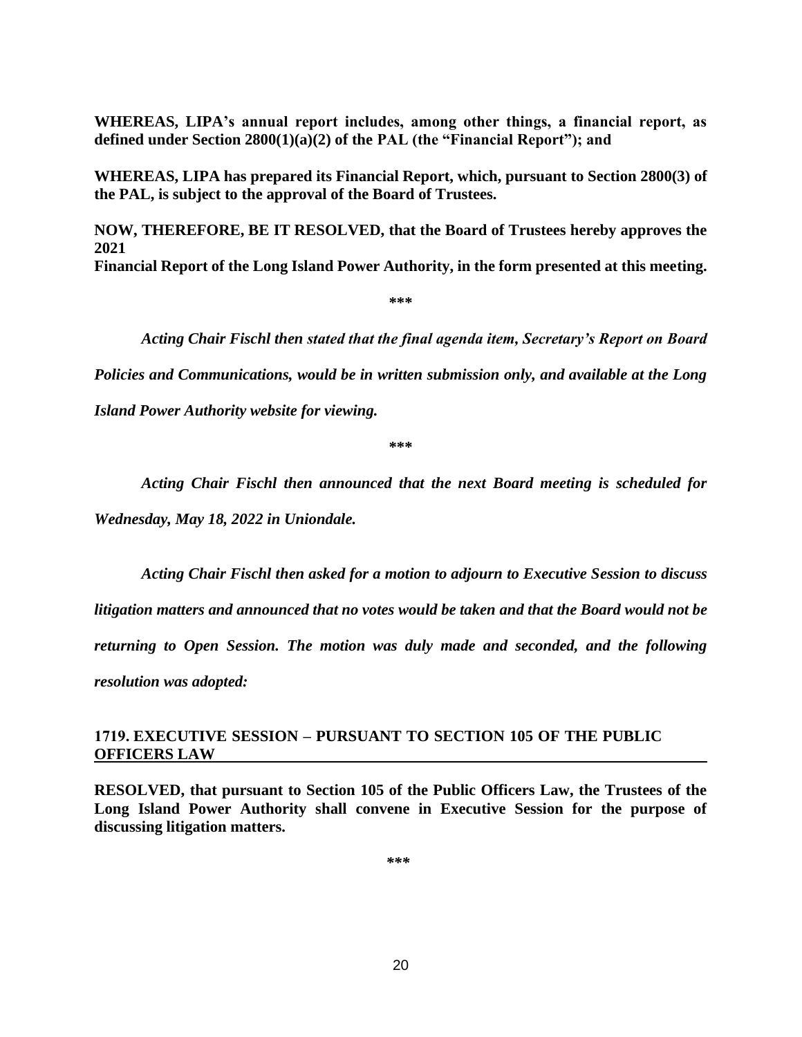**WHEREAS, LIPA's annual report includes, among other things, a financial report, as defined under Section 2800(1)(a)(2) of the PAL (the "Financial Report"); and**

**WHEREAS, LIPA has prepared its Financial Report, which, pursuant to Section 2800(3) of the PAL, is subject to the approval of the Board of Trustees.**

**NOW, THEREFORE, BE IT RESOLVED, that the Board of Trustees hereby approves the 2021**
**Financial Report of the Long Island Power Authority, in the form presented at this meeting.**

***

*Acting Chair Fischl then stated that the final agenda item, Secretary's Report on Board Policies and Communications, would be in written submission only, and available at the Long Island Power Authority website for viewing.*

***

*Acting Chair Fischl then announced that the next Board meeting is scheduled for Wednesday, May 18, 2022 in Uniondale.*

*Acting Chair Fischl then asked for a motion to adjourn to Executive Session to discuss litigation matters and announced that no votes would be taken and that the Board would not be returning to Open Session. The motion was duly made and seconded, and the following resolution was adopted:*

**1719. EXECUTIVE SESSION – PURSUANT TO SECTION 105 OF THE PUBLIC OFFICERS LAW**

**RESOLVED, that pursuant to Section 105 of the Public Officers Law, the Trustees of the Long Island Power Authority shall convene in Executive Session for the purpose of discussing litigation matters.**

***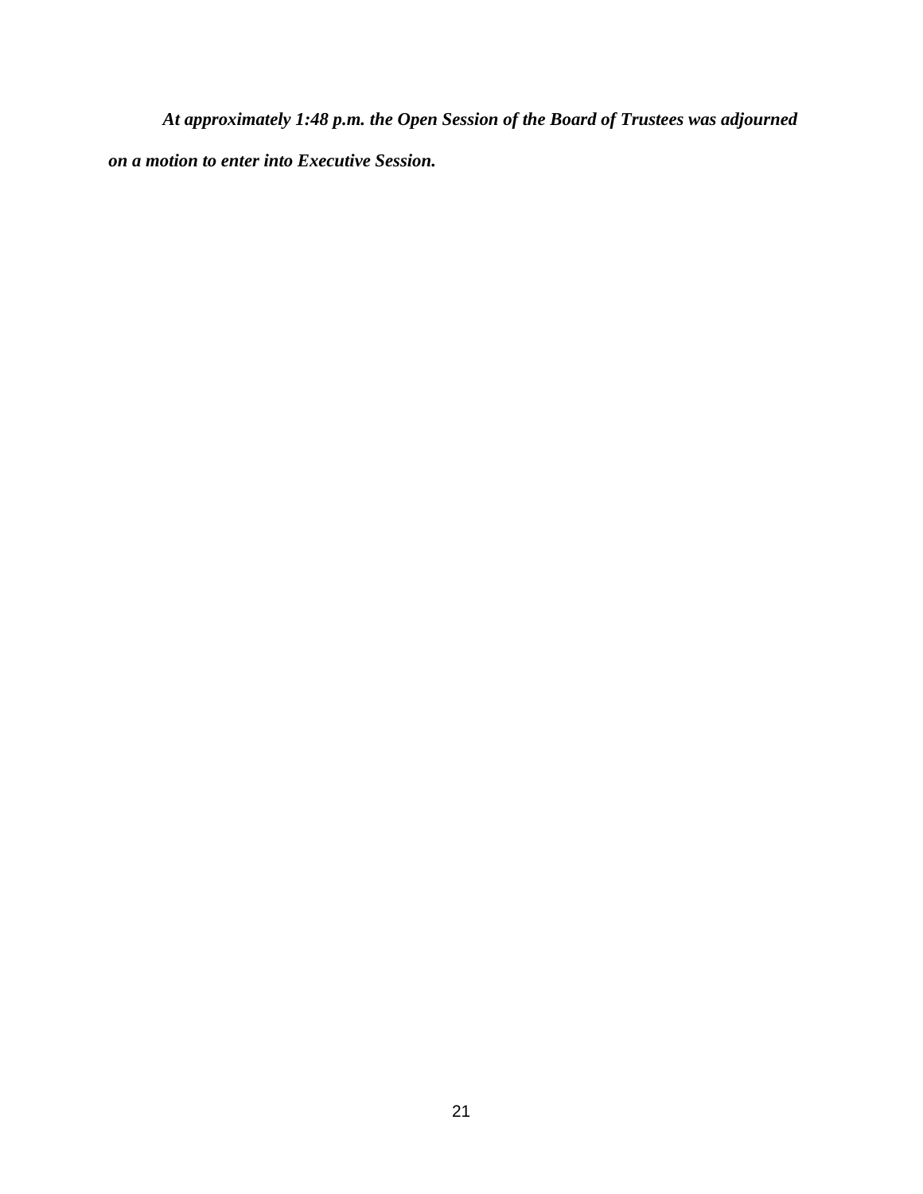***At approximately 1:48 p.m. the Open Session of the Board of Trustees was adjourned on a motion to enter into Executive Session.***